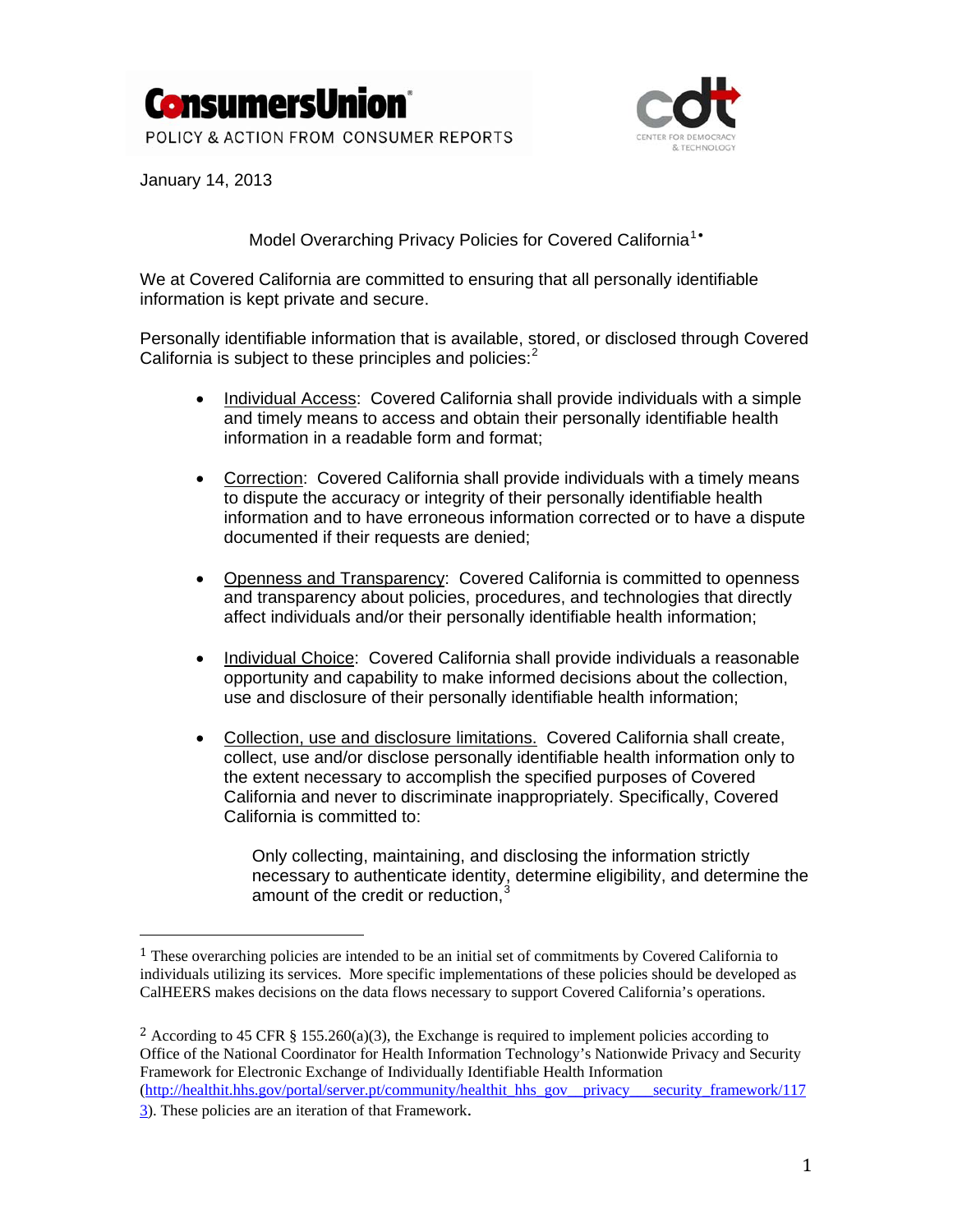ConsumersUnion
POLICY & ACTION FROM CONSUMER REPORTS

CDT
CENTER FOR DEMOCRACY & TECHNOLOGY

January 14, 2013

Model Overarching Privacy Policies for Covered California[1]•

We at Covered California are committed to ensuring that all personally identifiable information is kept private and secure.

Personally identifiable information that is available, stored, or disclosed through Covered California is subject to these principles and policies:[2]

- Individual Access: Covered California shall provide individuals with a simple and timely means to access and obtain their personally identifiable health information in a readable form and format;

- Correction: Covered California shall provide individuals with a timely means to dispute the accuracy or integrity of their personally identifiable health information and to have erroneous information corrected or to have a dispute documented if their requests are denied;

- Openness and Transparency: Covered California is committed to openness and transparency about policies, procedures, and technologies that directly affect individuals and/or their personally identifiable health information;

- Individual Choice: Covered California shall provide individuals a reasonable opportunity and capability to make informed decisions about the collection, use and disclosure of their personally identifiable health information;

- Collection, use and disclosure limitations. Covered California shall create, collect, use and/or disclose personally identifiable health information only to the extent necessary to accomplish the specified purposes of Covered California and never to discriminate inappropriately. Specifically, Covered California is committed to:

  Only collecting, maintaining, and disclosing the information strictly necessary to authenticate identity, determine eligibility, and determine the amount of the credit or reduction,[3]

---

[1] These overarching policies are intended to be an initial set of commitments by Covered California to individuals utilizing its services. More specific implementations of these policies should be developed as CalHEERS makes decisions on the data flows necessary to support Covered California's operations.

[2] According to 45 CFR § 155.260(a)(3), the Exchange is required to implement policies according to Office of the National Coordinator for Health Information Technology's Nationwide Privacy and Security Framework for Electronic Exchange of Individually Identifiable Health Information (http://healthit.hhs.gov/portal/server.pt/community/healthit_hhs_gov__privacy___security_framework/1173). These policies are an iteration of that Framework.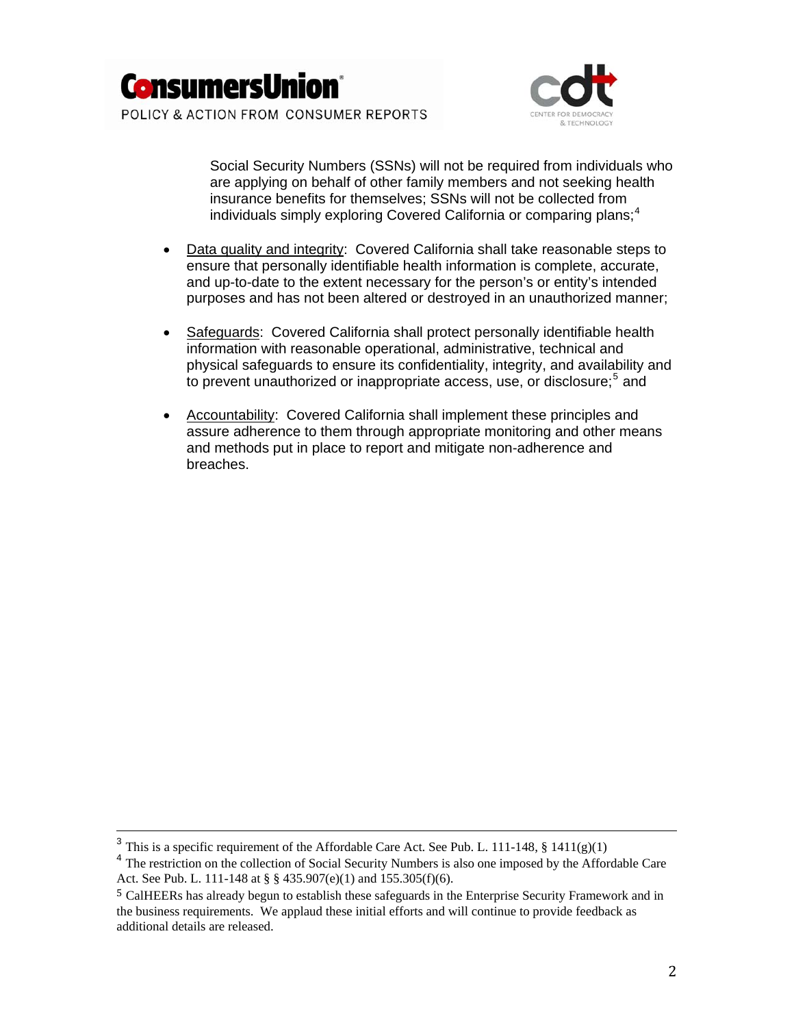Social Security Numbers (SSNs) will not be required from individuals who are applying on behalf of other family members and not seeking health insurance benefits for themselves; SSNs will not be collected from individuals simply exploring Covered California or comparing plans;[4]

- Data quality and integrity: Covered California shall take reasonable steps to ensure that personally identifiable health information is complete, accurate, and up-to-date to the extent necessary for the person's or entity's intended purposes and has not been altered or destroyed in an unauthorized manner;

- Safeguards: Covered California shall protect personally identifiable health information with reasonable operational, administrative, technical and physical safeguards to ensure its confidentiality, integrity, and availability and to prevent unauthorized or inappropriate access, use, or disclosure;[5] and

- Accountability: Covered California shall implement these principles and assure adherence to them through appropriate monitoring and other means and methods put in place to report and mitigate non-adherence and breaches.

---

[3] This is a specific requirement of the Affordable Care Act. See Pub. L. 111-148, § 1411(g)(1)

[4] The restriction on the collection of Social Security Numbers is also one imposed by the Affordable Care Act. See Pub. L. 111-148 at § § 435.907(e)(1) and 155.305(f)(6).

[5] CalHEERs has already begun to establish these safeguards in the Enterprise Security Framework and in the business requirements. We applaud these initial efforts and will continue to provide feedback as additional details are released.